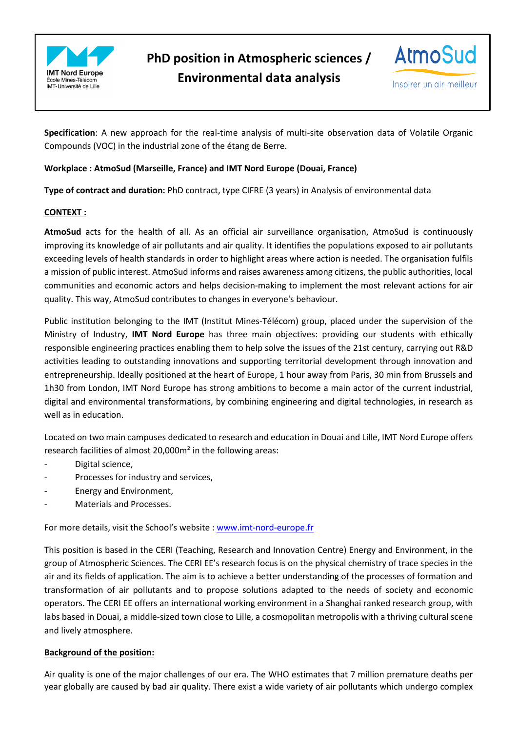# PhD position in Atmospheric sciences / Environmental data analysis

**Specification**: A new approach for the real-time analysis of multi-site observation data of Volatile Organic Compounds (VOC) in the industrial zone of the étang de Berre.

**Workplace : AtmoSud (Marseille, France) and IMT Nord Europe (Douai, France)**

**Type of contract and duration:** PhD contract, type CIFRE (3 years) in Analysis of environmental data

## CONTEXT :

**AtmoSud** acts for the health of all. As an official air surveillance organisation, AtmoSud is continuously improving its knowledge of air pollutants and air quality. It identifies the populations exposed to air pollutants exceeding levels of health standards in order to highlight areas where action is needed. The organisation fulfils a mission of public interest. AtmoSud informs and raises awareness among citizens, the public authorities, local communities and economic actors and helps decision-making to implement the most relevant actions for air quality. This way, AtmoSud contributes to changes in everyone's behaviour.

Public institution belonging to the IMT (Institut Mines-Télécom) group, placed under the supervision of the Ministry of Industry, **IMT Nord Europe** has three main objectives: providing our students with ethically responsible engineering practices enabling them to help solve the issues of the 21st century, carrying out R&D activities leading to outstanding innovations and supporting territorial development through innovation and entrepreneurship. Ideally positioned at the heart of Europe, 1 hour away from Paris, 30 min from Brussels and 1h30 from London, IMT Nord Europe has strong ambitions to become a main actor of the current industrial, digital and environmental transformations, by combining engineering and digital technologies, in research as well as in education.

Located on two main campuses dedicated to research and education in Douai and Lille, IMT Nord Europe offers research facilities of almost 20,000m² in the following areas:

- Digital science,
- Processes for industry and services,
- Energy and Environment,
- Materials and Processes.

For more details, visit the School's website : www.imt-nord-europe.fr

This position is based in the CERI (Teaching, Research and Innovation Centre) Energy and Environment, in the group of Atmospheric Sciences. The CERI EE's research focus is on the physical chemistry of trace species in the air and its fields of application. The aim is to achieve a better understanding of the processes of formation and transformation of air pollutants and to propose solutions adapted to the needs of society and economic operators. The CERI EE offers an international working environment in a Shanghai ranked research group, with labs based in Douai, a middle-sized town close to Lille, a cosmopolitan metropolis with a thriving cultural scene and lively atmosphere.

## Background of the position:

Air quality is one of the major challenges of our era. The WHO estimates that 7 million premature deaths per year globally are caused by bad air quality. There exist a wide variety of air pollutants which undergo complex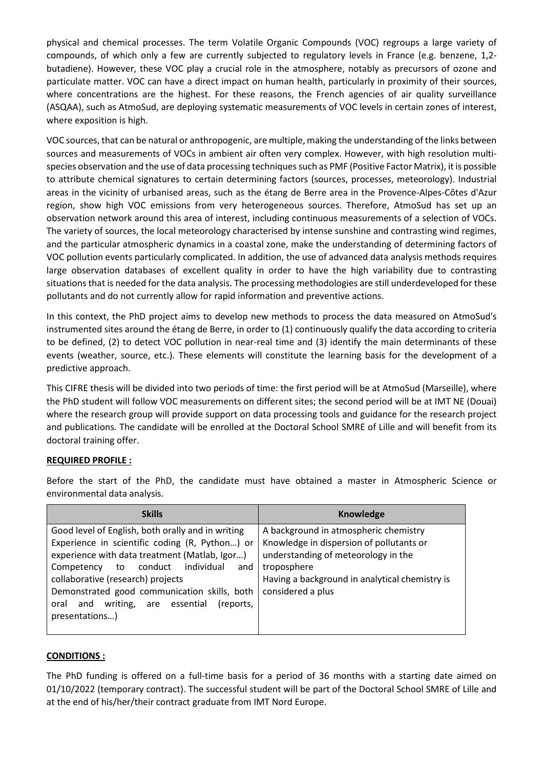physical and chemical processes. The term Volatile Organic Compounds (VOC) regroups a large variety of compounds, of which only a few are currently subjected to regulatory levels in France (e.g. benzene, 1,2-butadiene). However, these VOC play a crucial role in the atmosphere, notably as precursors of ozone and particulate matter. VOC can have a direct impact on human health, particularly in proximity of their sources, where concentrations are the highest. For these reasons, the French agencies of air quality surveillance (ASQAA), such as AtmoSud, are deploying systematic measurements of VOC levels in certain zones of interest, where exposition is high.

VOC sources, that can be natural or anthropogenic, are multiple, making the understanding of the links between sources and measurements of VOCs in ambient air often very complex. However, with high resolution multi-species observation and the use of data processing techniques such as PMF (Positive Factor Matrix), it is possible to attribute chemical signatures to certain determining factors (sources, processes, meteorology). Industrial areas in the vicinity of urbanised areas, such as the étang de Berre area in the Provence-Alpes-Côtes d'Azur region, show high VOC emissions from very heterogeneous sources. Therefore, AtmoSud has set up an observation network around this area of interest, including continuous measurements of a selection of VOCs. The variety of sources, the local meteorology characterised by intense sunshine and contrasting wind regimes, and the particular atmospheric dynamics in a coastal zone, make the understanding of determining factors of VOC pollution events particularly complicated. In addition, the use of advanced data analysis methods requires large observation databases of excellent quality in order to have the high variability due to contrasting situations that is needed for the data analysis. The processing methodologies are still underdeveloped for these pollutants and do not currently allow for rapid information and preventive actions.

In this context, the PhD project aims to develop new methods to process the data measured on AtmoSud's instrumented sites around the étang de Berre, in order to (1) continuously qualify the data according to criteria to be defined, (2) to detect VOC pollution in near-real time and (3) identify the main determinants of these events (weather, source, etc.). These elements will constitute the learning basis for the development of a predictive approach.

This CIFRE thesis will be divided into two periods of time: the first period will be at AtmoSud (Marseille), where the PhD student will follow VOC measurements on different sites; the second period will be at IMT NE (Douai) where the research group will provide support on data processing tools and guidance for the research project and publications. The candidate will be enrolled at the Doctoral School SMRE of Lille and will benefit from its doctoral training offer.

**REQUIRED PROFILE :**

Before the start of the PhD, the candidate must have obtained a master in Atmospheric Science or environmental data analysis.

| Skills | Knowledge |
|---|---|
| Good level of English, both orally and in writing<br>Experience in scientific coding (R, Python…) or experience with data treatment (Matlab, Igor…)<br>Competency to conduct individual and collaborative (research) projects<br>Demonstrated good communication skills, both oral and writing, are essential (reports, presentations…) | A background in atmospheric chemistry<br>Knowledge in dispersion of pollutants or understanding of meteorology in the troposphere<br>Having a background in analytical chemistry is considered a plus |

**CONDITIONS :**

The PhD funding is offered on a full-time basis for a period of 36 months with a starting date aimed on 01/10/2022 (temporary contract). The successful student will be part of the Doctoral School SMRE of Lille and at the end of his/her/their contract graduate from IMT Nord Europe.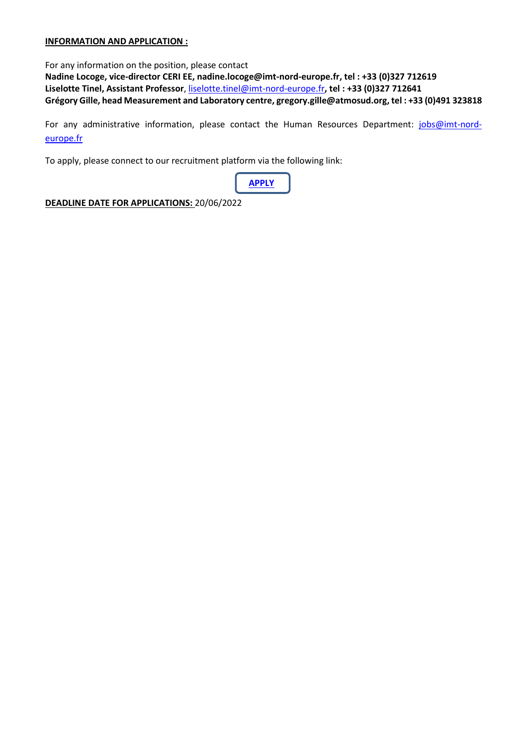**INFORMATION AND APPLICATION :**

For any information on the position, please contact
**Nadine Locoge, vice-director CERI EE, nadine.locoge@imt-nord-europe.fr, tel : +33 (0)327 712619**
**Liselotte Tinel, Assistant Professor**, liselotte.tinel@imt-nord-europe.fr**, tel : +33 (0)327 712641**
**Grégory Gille, head Measurement and Laboratory centre, gregory.gille@atmosud.org, tel : +33 (0)491 323818**

For any administrative information, please contact the Human Resources Department: jobs@imt-nord-europe.fr

To apply, please connect to our recruitment platform via the following link:

**APPLY**

**DEADLINE DATE FOR APPLICATIONS:** 20/06/2022